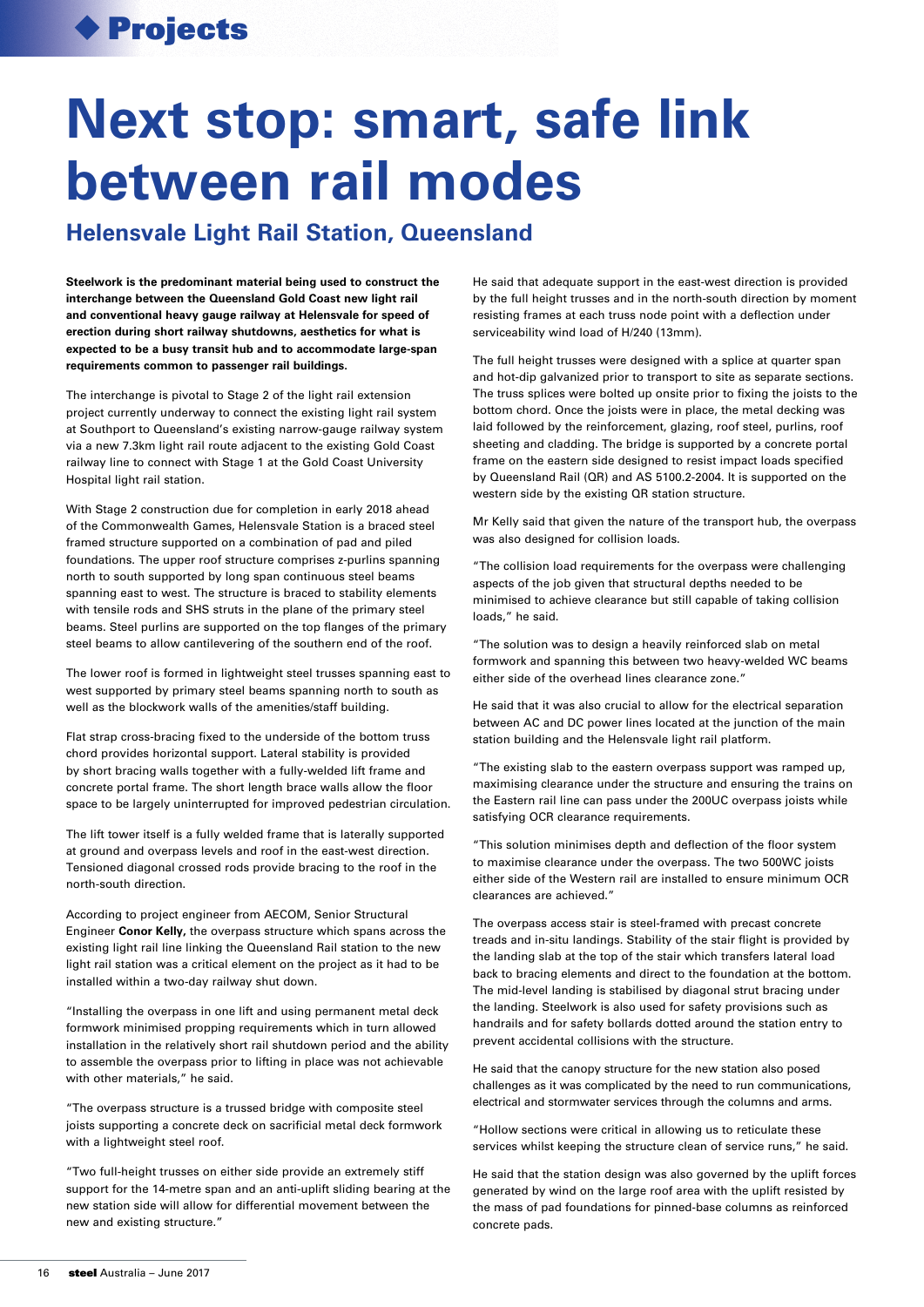# Next stop: smart, safe link between rail modes

## Helensvale Light Rail Station, Queensland

**Steelwork is the predominant material being used to construct the interchange between the Queensland Gold Coast new light rail and conventional heavy gauge railway at Helensvale for speed of erection during short railway shutdowns, aesthetics for what is expected to be a busy transit hub and to accommodate large-span requirements common to passenger rail buildings.**

The interchange is pivotal to Stage 2 of the light rail extension project currently underway to connect the existing light rail system at Southport to Queensland's existing narrow-gauge railway system via a new 7.3km light rail route adjacent to the existing Gold Coast railway line to connect with Stage 1 at the Gold Coast University Hospital light rail station.

With Stage 2 construction due for completion in early 2018 ahead of the Commonwealth Games, Helensvale Station is a braced steel framed structure supported on a combination of pad and piled foundations. The upper roof structure comprises z-purlins spanning north to south supported by long span continuous steel beams spanning east to west. The structure is braced to stability elements with tensile rods and SHS struts in the plane of the primary steel beams. Steel purlins are supported on the top flanges of the primary steel beams to allow cantilevering of the southern end of the roof.

The lower roof is formed in lightweight steel trusses spanning east to west supported by primary steel beams spanning north to south as well as the blockwork walls of the amenities/staff building.

Flat strap cross-bracing fixed to the underside of the bottom truss chord provides horizontal support. Lateral stability is provided by short bracing walls together with a fully-welded lift frame and concrete portal frame. The short length brace walls allow the floor space to be largely uninterrupted for improved pedestrian circulation.

The lift tower itself is a fully welded frame that is laterally supported at ground and overpass levels and roof in the east-west direction. Tensioned diagonal crossed rods provide bracing to the roof in the north-south direction.

According to project engineer from AECOM, Senior Structural Engineer **Conor Kelly,** the overpass structure which spans across the existing light rail line linking the Queensland Rail station to the new light rail station was a critical element on the project as it had to be installed within a two-day railway shut down.

"Installing the overpass in one lift and using permanent metal deck formwork minimised propping requirements which in turn allowed installation in the relatively short rail shutdown period and the ability to assemble the overpass prior to lifting in place was not achievable with other materials," he said.

"The overpass structure is a trussed bridge with composite steel joists supporting a concrete deck on sacrificial metal deck formwork with a lightweight steel roof.

"Two full-height trusses on either side provide an extremely stiff support for the 14-metre span and an anti-uplift sliding bearing at the new station side will allow for differential movement between the new and existing structure."

He said that adequate support in the east-west direction is provided by the full height trusses and in the north-south direction by moment resisting frames at each truss node point with a deflection under serviceability wind load of H/240 (13mm).

The full height trusses were designed with a splice at quarter span and hot-dip galvanized prior to transport to site as separate sections. The truss splices were bolted up onsite prior to fixing the joists to the bottom chord. Once the joists were in place, the metal decking was laid followed by the reinforcement, glazing, roof steel, purlins, roof sheeting and cladding. The bridge is supported by a concrete portal frame on the eastern side designed to resist impact loads specified by Queensland Rail (QR) and AS 5100.2-2004. It is supported on the western side by the existing QR station structure.

Mr Kelly said that given the nature of the transport hub, the overpass was also designed for collision loads.

"The collision load requirements for the overpass were challenging aspects of the job given that structural depths needed to be minimised to achieve clearance but still capable of taking collision loads," he said.

"The solution was to design a heavily reinforced slab on metal formwork and spanning this between two heavy-welded WC beams either side of the overhead lines clearance zone."

He said that it was also crucial to allow for the electrical separation between AC and DC power lines located at the junction of the main station building and the Helensvale light rail platform.

"The existing slab to the eastern overpass support was ramped up, maximising clearance under the structure and ensuring the trains on the Eastern rail line can pass under the 200UC overpass joists while satisfying OCR clearance requirements.

"This solution minimises depth and deflection of the floor system to maximise clearance under the overpass. The two 500WC joists either side of the Western rail are installed to ensure minimum OCR clearances are achieved."

The overpass access stair is steel-framed with precast concrete treads and in-situ landings. Stability of the stair flight is provided by the landing slab at the top of the stair which transfers lateral load back to bracing elements and direct to the foundation at the bottom. The mid-level landing is stabilised by diagonal strut bracing under the landing. Steelwork is also used for safety provisions such as handrails and for safety bollards dotted around the station entry to prevent accidental collisions with the structure.

He said that the canopy structure for the new station also posed challenges as it was complicated by the need to run communications, electrical and stormwater services through the columns and arms.

"Hollow sections were critical in allowing us to reticulate these services whilst keeping the structure clean of service runs," he said.

He said that the station design was also governed by the uplift forces generated by wind on the large roof area with the uplift resisted by the mass of pad foundations for pinned-base columns as reinforced concrete pads.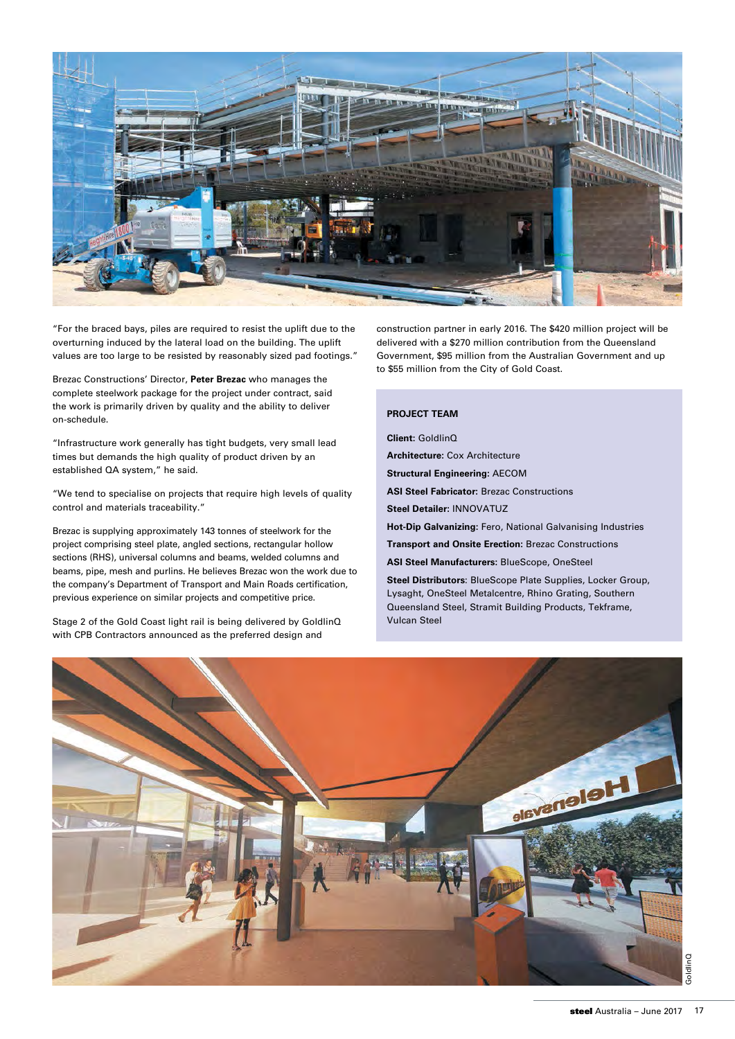"For the braced bays, piles are required to resist the uplift due to the overturning induced by the lateral load on the building. The uplift values are too large to be resisted by reasonably sized pad footings."

Brezac Constructions' Director, **Peter Brezac** who manages the complete steelwork package for the project under contract, said the work is primarily driven by quality and the ability to deliver on-schedule.

"Infrastructure work generally has tight budgets, very small lead times but demands the high quality of product driven by an established QA system," he said.

"We tend to specialise on projects that require high levels of quality control and materials traceability."

Brezac is supplying approximately 143 tonnes of steelwork for the project comprising steel plate, angled sections, rectangular hollow sections (RHS), universal columns and beams, welded columns and beams, pipe, mesh and purlins. He believes Brezac won the work due to the company's Department of Transport and Main Roads certification, previous experience on similar projects and competitive price.

Stage 2 of the Gold Coast light rail is being delivered by GoldlinQ with CPB Contractors announced as the preferred design and construction partner in early 2016. The $420 million project will be delivered with a $270 million contribution from the Queensland Government, $95 million from the Australian Government and up to $55 million from the City of Gold Coast.

**PROJECT TEAM**

**Client:** GoldlinQ

**Architecture:** Cox Architecture

**Structural Engineering:** AECOM

**ASI Steel Fabricator:** Brezac Constructions

**Steel Detailer:** INNOVATUZ

**Hot-Dip Galvanizing:** Fero, National Galvanising Industries

**Transport and Onsite Erection:** Brezac Constructions

**ASI Steel Manufacturers:** BlueScope, OneSteel

**Steel Distributors:** BlueScope Plate Supplies, Locker Group, Lysaght, OneSteel Metalcentre, Rhino Grating, Southern Queensland Steel, Stramit Building Products, Tekframe, Vulcan Steel

GoldlinQ